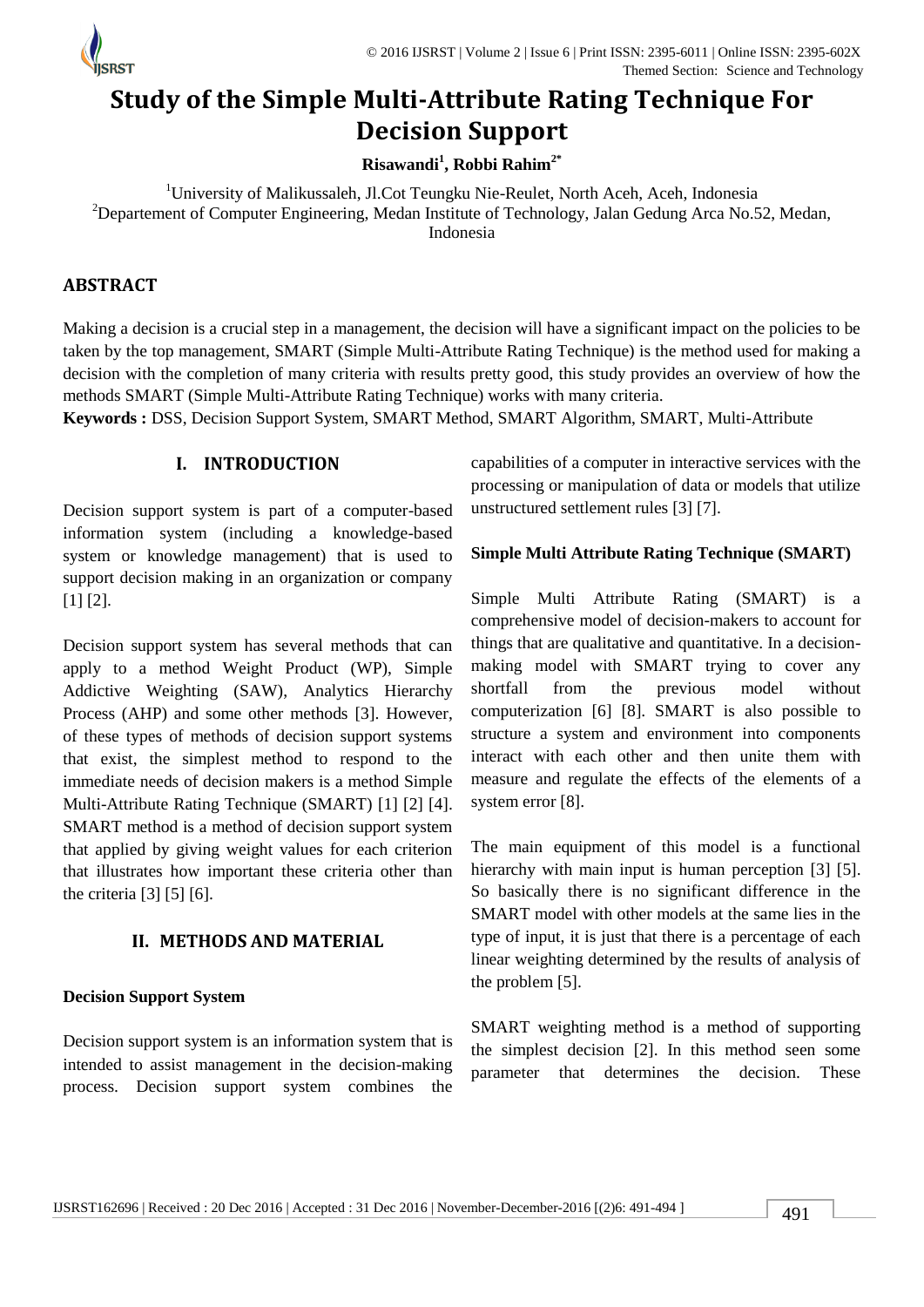# Study of the Simple Multi-Attribute Rating Technique For Decision Support

**Risawandi[1], Robbi Rahim[2*]**

[1]University of Malikussaleh, Jl.Cot Teungku Nie-Reulet, North Aceh, Aceh, Indonesia
[2]Departement of Computer Engineering, Medan Institute of Technology, Jalan Gedung Arca No.52, Medan, Indonesia

## ABSTRACT

Making a decision is a crucial step in a management, the decision will have a significant impact on the policies to be taken by the top management, SMART (Simple Multi-Attribute Rating Technique) is the method used for making a decision with the completion of many criteria with results pretty good, this study provides an overview of how the methods SMART (Simple Multi-Attribute Rating Technique) works with many criteria.

**Keywords :** DSS, Decision Support System, SMART Method, SMART Algorithm, SMART, Multi-Attribute

## I. INTRODUCTION

Decision support system is part of a computer-based information system (including a knowledge-based system or knowledge management) that is used to support decision making in an organization or company [1] [2].

Decision support system has several methods that can apply to a method Weight Product (WP), Simple Addictive Weighting (SAW), Analytics Hierarchy Process (AHP) and some other methods [3]. However, of these types of methods of decision support systems that exist, the simplest method to respond to the immediate needs of decision makers is a method Simple Multi-Attribute Rating Technique (SMART) [1] [2] [4]. SMART method is a method of decision support system that applied by giving weight values for each criterion that illustrates how important these criteria other than the criteria [3] [5] [6].

## II. METHODS AND MATERIAL

### Decision Support System

Decision support system is an information system that is intended to assist management in the decision-making process. Decision support system combines the capabilities of a computer in interactive services with the processing or manipulation of data or models that utilize unstructured settlement rules [3] [7].

### Simple Multi Attribute Rating Technique (SMART)

Simple Multi Attribute Rating (SMART) is a comprehensive model of decision-makers to account for things that are qualitative and quantitative. In a decision-making model with SMART trying to cover any shortfall from the previous model without computerization [6] [8]. SMART is also possible to structure a system and environment into components interact with each other and then unite them with measure and regulate the effects of the elements of a system error [8].

The main equipment of this model is a functional hierarchy with main input is human perception [3] [5]. So basically there is no significant difference in the SMART model with other models at the same lies in the type of input, it is just that there is a percentage of each linear weighting determined by the results of analysis of the problem [5].

SMART weighting method is a method of supporting the simplest decision [2]. In this method seen some parameter that determines the decision. These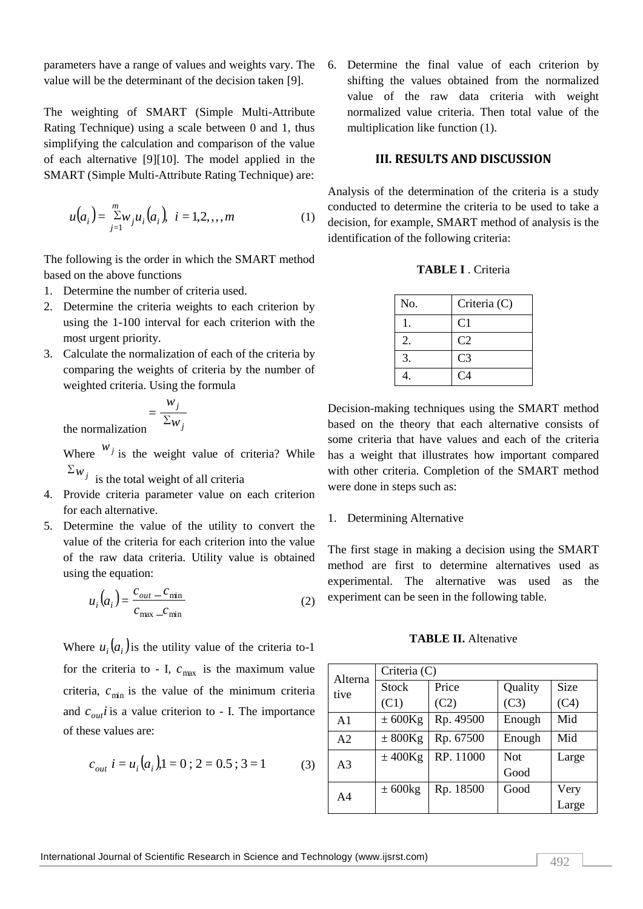parameters have a range of values and weights vary. The value will be the determinant of the decision taken [9].

The weighting of SMART (Simple Multi-Attribute Rating Technique) using a scale between 0 and 1, thus simplifying the calculation and comparison of the value of each alternative [9][10]. The model applied in the SMART (Simple Multi-Attribute Rating Technique) are:

$$u(a_i) = \sum_{j=1}^{m} w_j u_i(a_i), \ i = 1,2,,,,m \tag{1}$$

The following is the order in which the SMART method based on the above functions

1. Determine the number of criteria used.
2. Determine the criteria weights to each criterion by using the 1-100 interval for each criterion with the most urgent priority.
3. Calculate the normalization of each of the criteria by comparing the weights of criteria by the number of weighted criteria. Using the formula

   the normalization $= \frac{w_j}{\Sigma w_j}$

   Where $w_j$ is the weight value of criteria? While $\Sigma w_j$ is the total weight of all criteria
4. Provide criteria parameter value on each criterion for each alternative.
5. Determine the value of the utility to convert the value of the criteria for each criterion into the value of the raw data criteria. Utility value is obtained using the equation:

   $$u_i(a_i) = \frac{c_{out} - c_{\min}}{c_{\max} - c_{\min}} \tag{2}$$

   Where $u_i(a_i)$ is the utility value of the criteria to-1 for the criteria to - I, $c_{\max}$ is the maximum value criteria, $c_{\min}$ is the value of the minimum criteria and $c_{out}i$ is a value criterion to - I. The importance of these values are:

   $$c_{out}\ i = u_i(a_i), 1 = 0\ ;\ 2 = 0.5\ ;\ 3 = 1 \tag{3}$$

6. Determine the final value of each criterion by shifting the values obtained from the normalized value of the raw data criteria with weight normalized value criteria. Then total value of the multiplication like function (1).

## III. RESULTS AND DISCUSSION

Analysis of the determination of the criteria is a study conducted to determine the criteria to be used to take a decision, for example, SMART method of analysis is the identification of the following criteria:

**TABLE I** . Criteria

| No. | Criteria (C) |
|---|---|
| 1. | C1 |
| 2. | C2 |
| 3. | C3 |
| 4. | C4 |

Decision-making techniques using the SMART method based on the theory that each alternative consists of some criteria that have values and each of the criteria has a weight that illustrates how important compared with other criteria. Completion of the SMART method were done in steps such as:

1. Determining Alternative

The first stage in making a decision using the SMART method are first to determine alternatives used as experimental. The alternative was used as the experiment can be seen in the following table.

**TABLE II.** Altenative

| Alternative | Criteria (C) | | | |
|---|---|---|---|---|
| | Stock (C1) | Price (C2) | Quality (C3) | Size (C4) |
| A1 | ± 600Kg | Rp. 49500 | Enough | Mid |
| A2 | ± 800Kg | Rp. 67500 | Enough | Mid |
| A3 | ± 400Kg | RP. 11000 | Not Good | Large |
| A4 | ± 600kg | Rp. 18500 | Good | Very Large |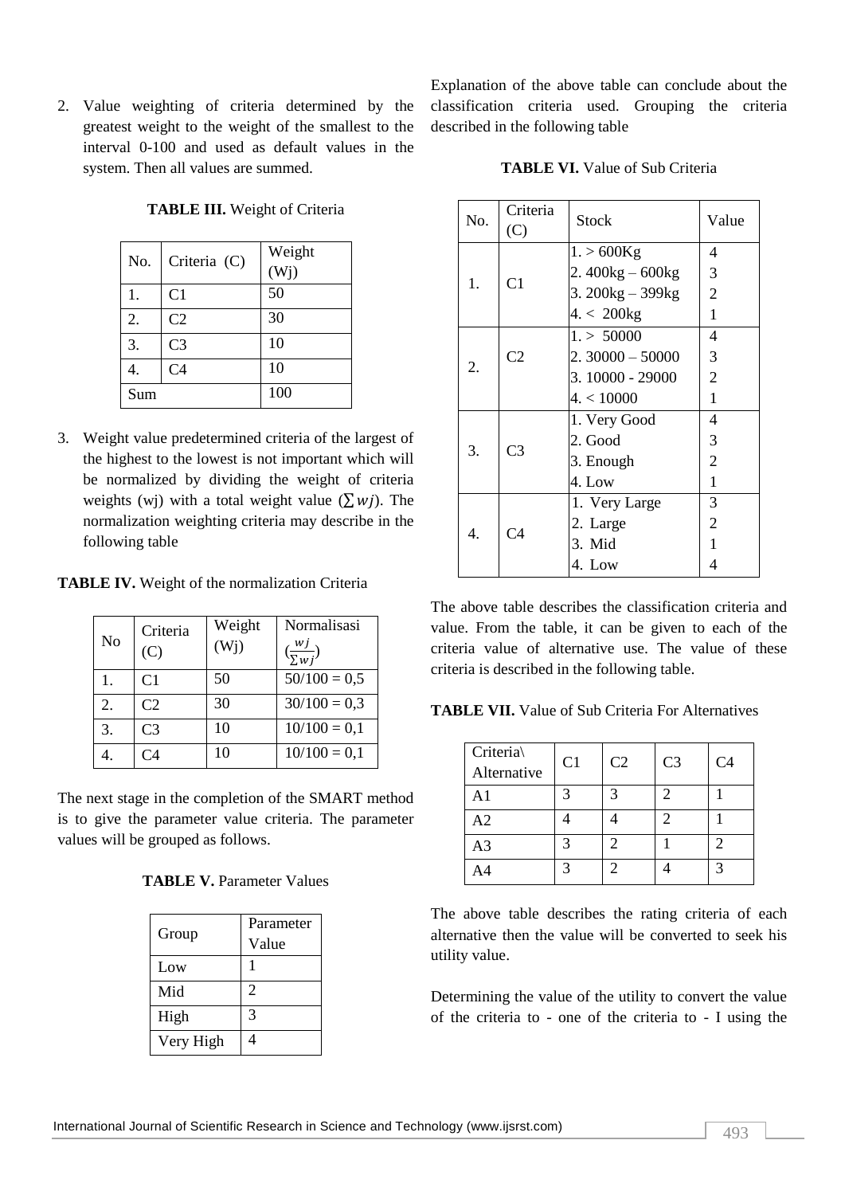2. Value weighting of criteria determined by the greatest weight to the weight of the smallest to the interval 0-100 and used as default values in the system. Then all values are summed.

**TABLE III.** Weight of Criteria

| No. | Criteria (C) | Weight (Wj) |
|---|---|---|
| 1. | C1 | 50 |
| 2. | C2 | 30 |
| 3. | C3 | 10 |
| 4. | C4 | 10 |
| Sum | | 100 |

3. Weight value predetermined criteria of the largest of the highest to the lowest is not important which will be normalized by dividing the weight of criteria weights (wj) with a total weight value ($\sum wj$). The normalization weighting criteria may describe in the following table

**TABLE IV.** Weight of the normalization Criteria

| No | Criteria (C) | Weight (Wj) | Normalisasi $(\frac{wj}{\sum wj})$ |
|---|---|---|---|
| 1. | C1 | 50 | 50/100 = 0,5 |
| 2. | C2 | 30 | 30/100 = 0,3 |
| 3. | C3 | 10 | 10/100 = 0,1 |
| 4. | C4 | 10 | 10/100 = 0,1 |

The next stage in the completion of the SMART method is to give the parameter value criteria. The parameter values will be grouped as follows.

**TABLE V.** Parameter Values

| Group | Parameter Value |
|---|---|
| Low | 1 |
| Mid | 2 |
| High | 3 |
| Very High | 4 |

Explanation of the above table can conclude about the classification criteria used. Grouping the criteria described in the following table

**TABLE VI.** Value of Sub Criteria

| No. | Criteria (C) | Stock | Value |
|---|---|---|---|
| 1. | C1 | 1. > 600Kg | 4 |
| | | 2. 400kg – 600kg | 3 |
| | | 3. 200kg – 399kg | 2 |
| | | 4. < 200kg | 1 |
| 2. | C2 | 1. > 50000 | 4 |
| | | 2. 30000 – 50000 | 3 |
| | | 3. 10000 - 29000 | 2 |
| | | 4. < 10000 | 1 |
| 3. | C3 | 1. Very Good | 4 |
| | | 2. Good | 3 |
| | | 3. Enough | 2 |
| | | 4. Low | 1 |
| 4. | C4 | 1. Very Large | 3 |
| | | 2. Large | 2 |
| | | 3. Mid | 1 |
| | | 4. Low | 4 |

The above table describes the classification criteria and value. From the table, it can be given to each of the criteria value of alternative use. The value of these criteria is described in the following table.

**TABLE VII.** Value of Sub Criteria For Alternatives

| Criteria\ Alternative | C1 | C2 | C3 | C4 |
|---|---|---|---|---|
| A1 | 3 | 3 | 2 | 1 |
| A2 | 4 | 4 | 2 | 1 |
| A3 | 3 | 2 | 1 | 2 |
| A4 | 3 | 2 | 4 | 3 |

The above table describes the rating criteria of each alternative then the value will be converted to seek his utility value.

Determining the value of the utility to convert the value of the criteria to - one of the criteria to - I using the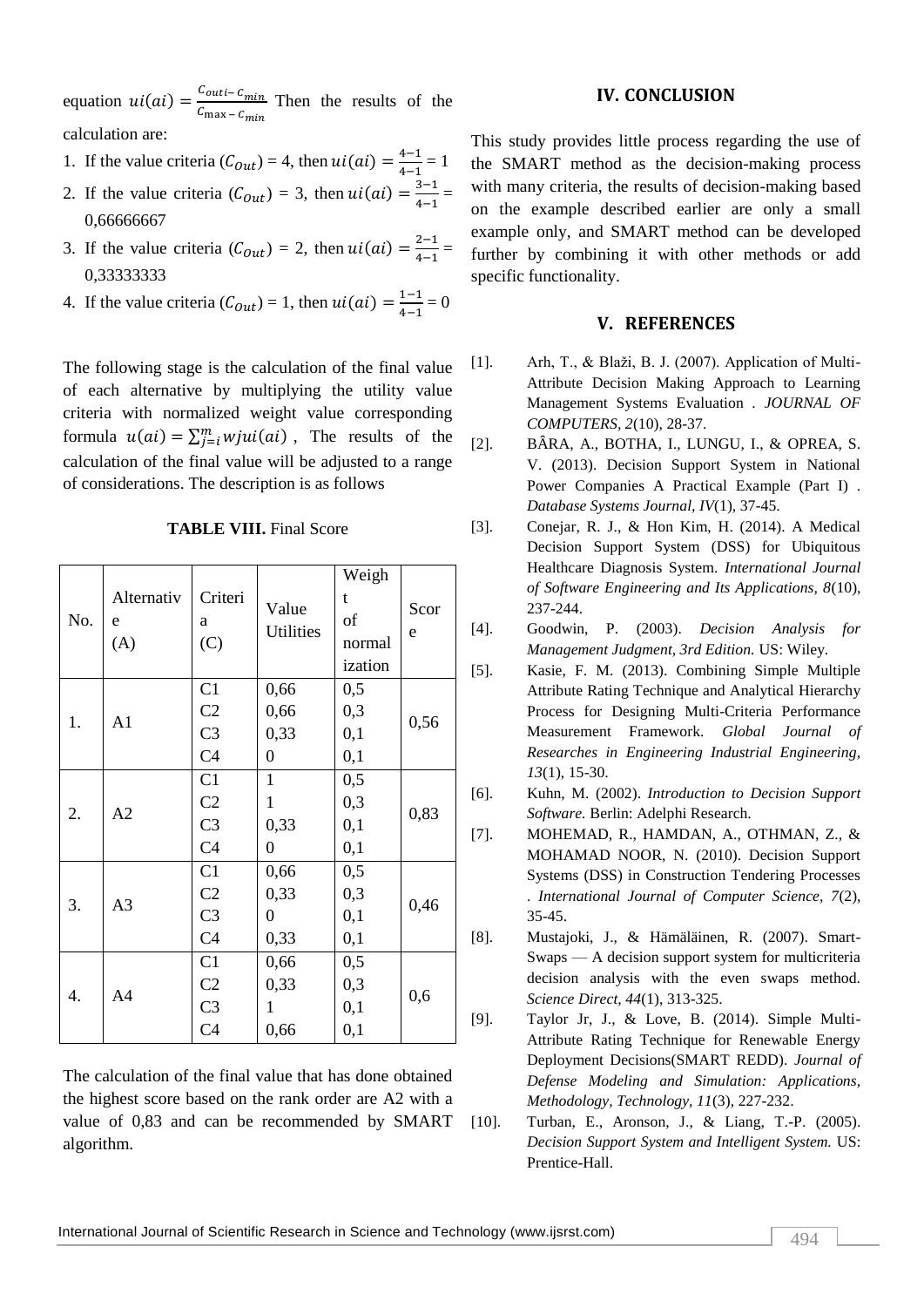equation $ui(ai) = \frac{C_{outi-} C_{min}}{C_{\max} - C_{min}}$ Then the results of the calculation are:

1. If the value criteria ($C_{Out}$) = 4, then $ui(ai) = \frac{4-1}{4-1} = 1$
2. If the value criteria ($C_{Out}$) = 3, then $ui(ai) = \frac{3-1}{4-1} =$ 0,66666667
3. If the value criteria ($C_{Out}$) = 2, then $ui(ai) = \frac{2-1}{4-1} =$ 0,33333333
4. If the value criteria ($C_{Out}$) = 1, then $ui(ai) = \frac{1-1}{4-1} = 0$

The following stage is the calculation of the final value of each alternative by multiplying the utility value criteria with normalized weight value corresponding formula $u(ai) = \sum_{j=i}^{m} wjui(ai)$ , The results of the calculation of the final value will be adjusted to a range of considerations. The description is as follows

**TABLE VIII.** Final Score

| No. | Alternative (A) | Criteria (C) | Value Utilities | Weight of normalization | Score |
|---|---|---|---|---|---|
| 1. | A1 | C1 | 0,66 | 0,5 | 0,56 |
| | | C2 | 0,66 | 0,3 | |
| | | C3 | 0,33 | 0,1 | |
| | | C4 | 0 | 0,1 | |
| 2. | A2 | C1 | 1 | 0,5 | 0,83 |
| | | C2 | 1 | 0,3 | |
| | | C3 | 0,33 | 0,1 | |
| | | C4 | 0 | 0,1 | |
| 3. | A3 | C1 | 0,66 | 0,5 | 0,46 |
| | | C2 | 0,33 | 0,3 | |
| | | C3 | 0 | 0,1 | |
| | | C4 | 0,33 | 0,1 | |
| 4. | A4 | C1 | 0,66 | 0,5 | 0,6 |
| | | C2 | 0,33 | 0,3 | |
| | | C3 | 1 | 0,1 | |
| | | C4 | 0,66 | 0,1 | |

The calculation of the final value that has done obtained the highest score based on the rank order are A2 with a value of 0,83 and can be recommended by SMART algorithm.

## IV. CONCLUSION

This study provides little process regarding the use of the SMART method as the decision-making process with many criteria, the results of decision-making based on the example described earlier are only a small example only, and SMART method can be developed further by combining it with other methods or add specific functionality.

## V. REFERENCES

[1]. Arh, T., & Blaži, B. J. (2007). Application of Multi-Attribute Decision Making Approach to Learning Management Systems Evaluation . *JOURNAL OF COMPUTERS, 2*(10), 28-37.

[2]. BÂRA, A., BOTHA, I., LUNGU, I., & OPREA, S. V. (2013). Decision Support System in National Power Companies A Practical Example (Part I) . *Database Systems Journal, IV*(1), 37-45.

[3]. Conejar, R. J., & Hon Kim, H. (2014). A Medical Decision Support System (DSS) for Ubiquitous Healthcare Diagnosis System. *International Journal of Software Engineering and Its Applications, 8*(10), 237-244.

[4]. Goodwin, P. (2003). *Decision Analysis for Management Judgment, 3rd Edition.* US: Wiley.

[5]. Kasie, F. M. (2013). Combining Simple Multiple Attribute Rating Technique and Analytical Hierarchy Process for Designing Multi-Criteria Performance Measurement Framework. *Global Journal of Researches in Engineering Industrial Engineering, 13*(1), 15-30.

[6]. Kuhn, M. (2002). *Introduction to Decision Support Software.* Berlin: Adelphi Research.

[7]. MOHEMAD, R., HAMDAN, A., OTHMAN, Z., & MOHAMAD NOOR, N. (2010). Decision Support Systems (DSS) in Construction Tendering Processes . *International Journal of Computer Science, 7*(2), 35-45.

[8]. Mustajoki, J., & Hämäläinen, R. (2007). Smart-Swaps — A decision support system for multicriteria decision analysis with the even swaps method. *Science Direct, 44*(1), 313-325.

[9]. Taylor Jr, J., & Love, B. (2014). Simple Multi-Attribute Rating Technique for Renewable Energy Deployment Decisions(SMART REDD). *Journal of Defense Modeling and Simulation: Applications, Methodology, Technology, 11*(3), 227-232.

[10]. Turban, E., Aronson, J., & Liang, T.-P. (2005). *Decision Support System and Intelligent System.* US: Prentice-Hall.